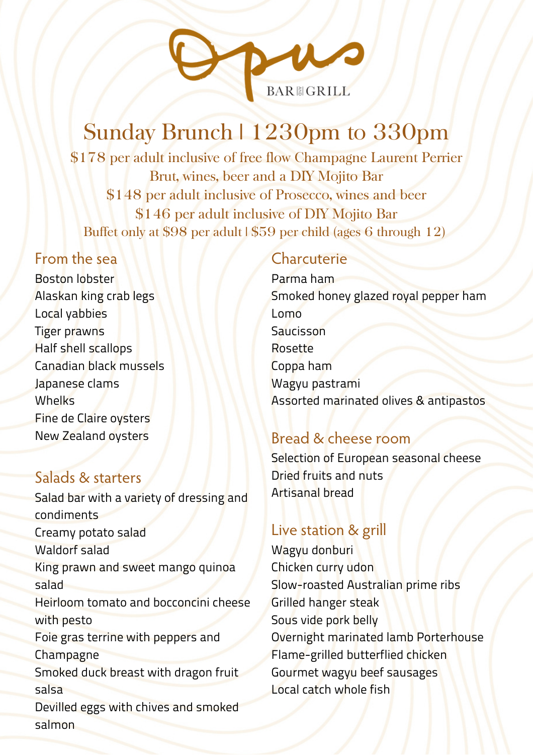# Opus

BAR & GRILL

## Sunday Brunch | 1230pm to 330pm

$178 per adult inclusive of free flow Champagne Laurent Perrier Brut, wines, beer and a DIY Mojito Bar
$148 per adult inclusive of Prosecco, wines and beer
$146 per adult inclusive of DIY Mojito Bar
Buffet only at $98 per adult | $59 per child (ages 6 through 12)

### From the sea

Boston lobster
Alaskan king crab legs
Local yabbies
Tiger prawns
Half shell scallops
Canadian black mussels
Japanese clams
Whelks
Fine de Claire oysters
New Zealand oysters

### Salads & starters

Salad bar with a variety of dressing and condiments
Creamy potato salad
Waldorf salad
King prawn and sweet mango quinoa salad
Heirloom tomato and bocconcini cheese with pesto
Foie gras terrine with peppers and Champagne
Smoked duck breast with dragon fruit salsa
Devilled eggs with chives and smoked salmon

### Charcuterie

Parma ham
Smoked honey glazed royal pepper ham
Lomo
Saucisson
Rosette
Coppa ham
Wagyu pastrami
Assorted marinated olives & antipastos

### Bread & cheese room

Selection of European seasonal cheese
Dried fruits and nuts
Artisanal bread

### Live station & grill

Wagyu donburi
Chicken curry udon
Slow-roasted Australian prime ribs
Grilled hanger steak
Sous vide pork belly
Overnight marinated lamb Porterhouse
Flame-grilled butterflied chicken
Gourmet wagyu beef sausages
Local catch whole fish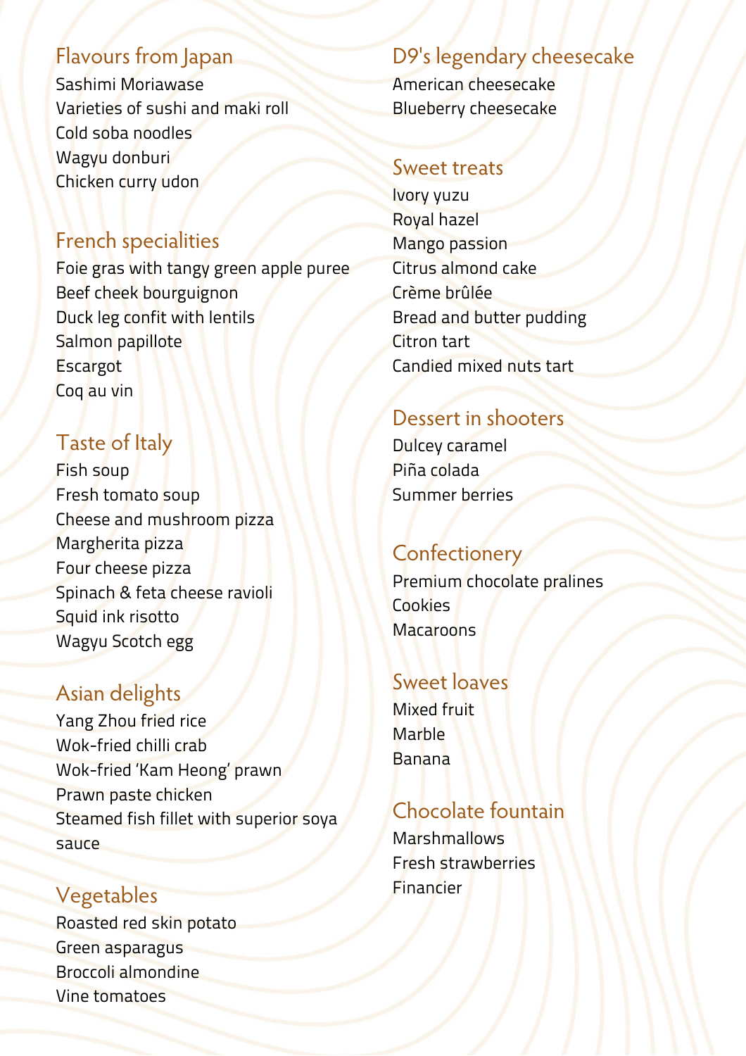## Flavours from Japan

Sashimi Moriawase
Varieties of sushi and maki roll
Cold soba noodles
Wagyu donburi
Chicken curry udon

## French specialities

Foie gras with tangy green apple puree
Beef cheek bourguignon
Duck leg confit with lentils
Salmon papillote
Escargot
Coq au vin

## Taste of Italy

Fish soup
Fresh tomato soup
Cheese and mushroom pizza
Margherita pizza
Four cheese pizza
Spinach & feta cheese ravioli
Squid ink risotto
Wagyu Scotch egg

## Asian delights

Yang Zhou fried rice
Wok-fried chilli crab
Wok-fried 'Kam Heong' prawn
Prawn paste chicken
Steamed fish fillet with superior soya sauce

## Vegetables

Roasted red skin potato
Green asparagus
Broccoli almondine
Vine tomatoes

## D9's legendary cheesecake

American cheesecake
Blueberry cheesecake

## Sweet treats

Ivory yuzu
Royal hazel
Mango passion
Citrus almond cake
Crème brûlée
Bread and butter pudding
Citron tart
Candied mixed nuts tart

## Dessert in shooters

Dulcey caramel
Piña colada
Summer berries

## Confectionery

Premium chocolate pralines
Cookies
Macaroons

## Sweet loaves

Mixed fruit
Marble
Banana

## Chocolate fountain

Marshmallows
Fresh strawberries
Financier